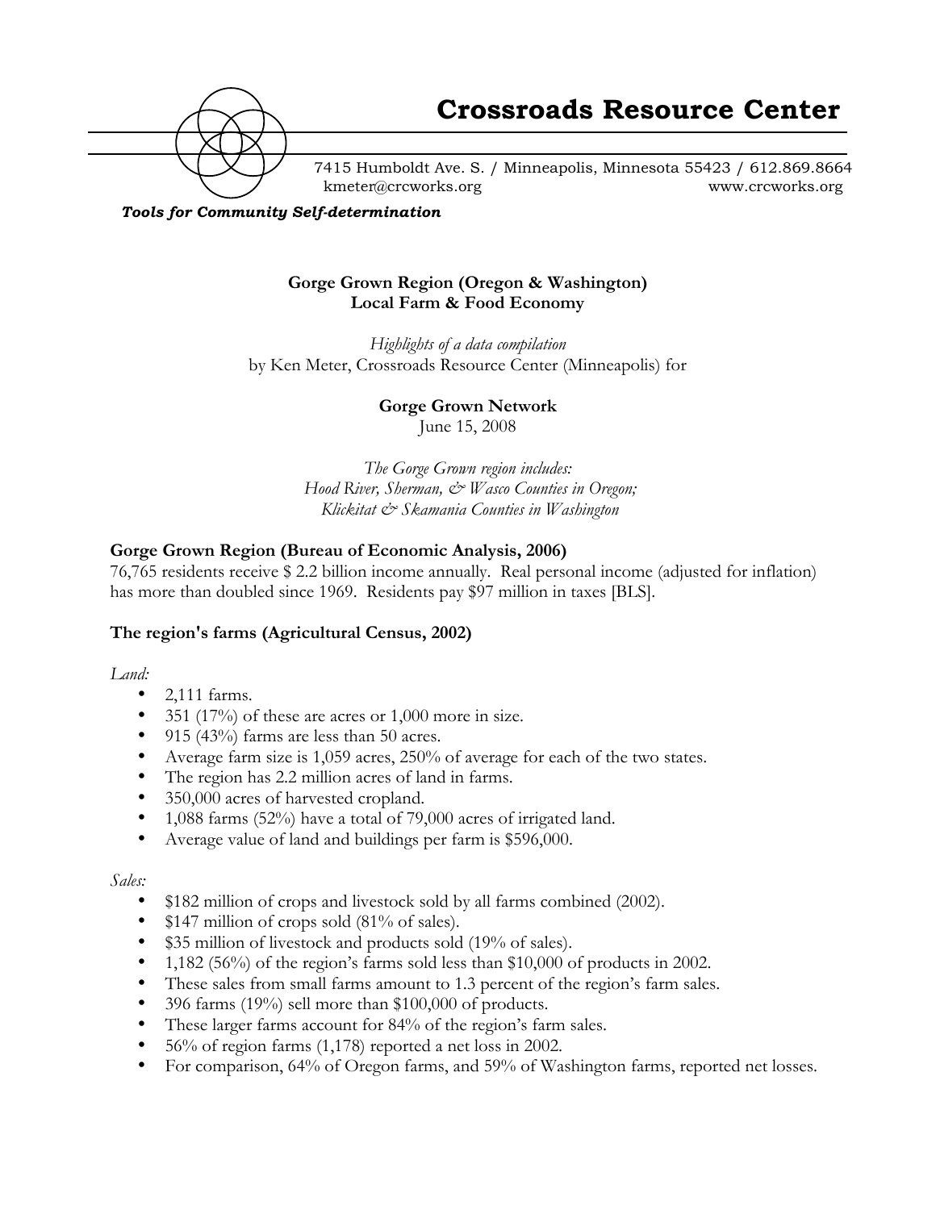# Crossroads Resource Center

7415 Humboldt Ave. S. / Minneapolis, Minnesota 55423 / 612.869.8664
kmeter@crcworks.org www.crcworks.org

***Tools for Community Self-determination***

**Gorge Grown Region (Oregon & Washington)**
**Local Farm & Food Economy**

*Highlights of a data compilation*
by Ken Meter, Crossroads Resource Center (Minneapolis) for

**Gorge Grown Network**
June 15, 2008

*The Gorge Grown region includes:*
*Hood River, Sherman, & Wasco Counties in Oregon;*
*Klickitat & Skamania Counties in Washington*

### Gorge Grown Region (Bureau of Economic Analysis, 2006)

76,765 residents receive $ 2.2 billion income annually. Real personal income (adjusted for inflation) has more than doubled since 1969. Residents pay $97 million in taxes [BLS].

### The region's farms (Agricultural Census, 2002)

*Land:*

- 2,111 farms.
- 351 (17%) of these are acres or 1,000 more in size.
- 915 (43%) farms are less than 50 acres.
- Average farm size is 1,059 acres, 250% of average for each of the two states.
- The region has 2.2 million acres of land in farms.
- 350,000 acres of harvested cropland.
- 1,088 farms (52%) have a total of 79,000 acres of irrigated land.
- Average value of land and buildings per farm is $596,000.

*Sales:*

- $182 million of crops and livestock sold by all farms combined (2002).
- $147 million of crops sold (81% of sales).
- $35 million of livestock and products sold (19% of sales).
- 1,182 (56%) of the region's farms sold less than $10,000 of products in 2002.
- These sales from small farms amount to 1.3 percent of the region's farm sales.
- 396 farms (19%) sell more than $100,000 of products.
- These larger farms account for 84% of the region's farm sales.
- 56% of region farms (1,178) reported a net loss in 2002.
- For comparison, 64% of Oregon farms, and 59% of Washington farms, reported net losses.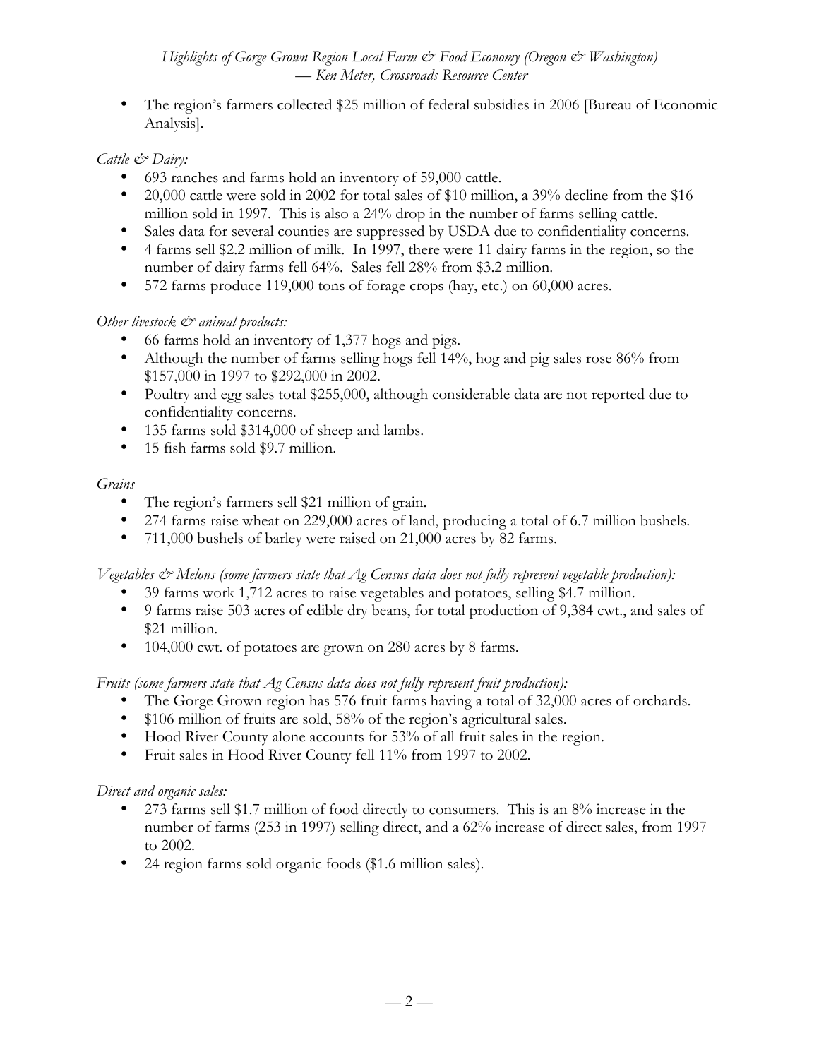- The region's farmers collected $25 million of federal subsidies in 2006 [Bureau of Economic Analysis].

*Cattle & Dairy:*

- 693 ranches and farms hold an inventory of 59,000 cattle.
- 20,000 cattle were sold in 2002 for total sales of $10 million, a 39% decline from the $16 million sold in 1997. This is also a 24% drop in the number of farms selling cattle.
- Sales data for several counties are suppressed by USDA due to confidentiality concerns.
- 4 farms sell $2.2 million of milk. In 1997, there were 11 dairy farms in the region, so the number of dairy farms fell 64%. Sales fell 28% from $3.2 million.
- 572 farms produce 119,000 tons of forage crops (hay, etc.) on 60,000 acres.

*Other livestock & animal products:*

- 66 farms hold an inventory of 1,377 hogs and pigs.
- Although the number of farms selling hogs fell 14%, hog and pig sales rose 86% from $157,000 in 1997 to $292,000 in 2002.
- Poultry and egg sales total $255,000, although considerable data are not reported due to confidentiality concerns.
- 135 farms sold $314,000 of sheep and lambs.
- 15 fish farms sold $9.7 million.

*Grains*

- The region's farmers sell $21 million of grain.
- 274 farms raise wheat on 229,000 acres of land, producing a total of 6.7 million bushels.
- 711,000 bushels of barley were raised on 21,000 acres by 82 farms.

*Vegetables & Melons (some farmers state that Ag Census data does not fully represent vegetable production):*

- 39 farms work 1,712 acres to raise vegetables and potatoes, selling $4.7 million.
- 9 farms raise 503 acres of edible dry beans, for total production of 9,384 cwt., and sales of $21 million.
- 104,000 cwt. of potatoes are grown on 280 acres by 8 farms.

*Fruits (some farmers state that Ag Census data does not fully represent fruit production):*

- The Gorge Grown region has 576 fruit farms having a total of 32,000 acres of orchards.
- $106 million of fruits are sold, 58% of the region's agricultural sales.
- Hood River County alone accounts for 53% of all fruit sales in the region.
- Fruit sales in Hood River County fell 11% from 1997 to 2002.

*Direct and organic sales:*

- 273 farms sell $1.7 million of food directly to consumers. This is an 8% increase in the number of farms (253 in 1997) selling direct, and a 62% increase of direct sales, from 1997 to 2002.
- 24 region farms sold organic foods ($1.6 million sales).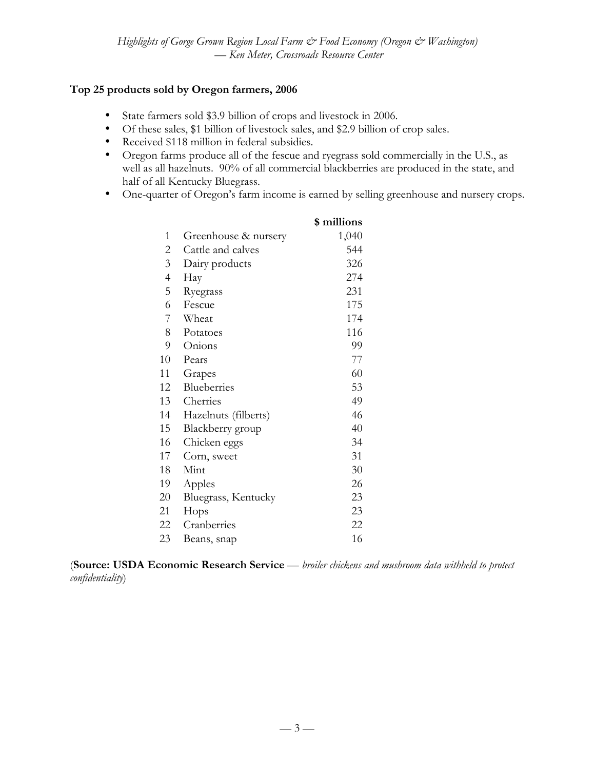**Top 25 products sold by Oregon farmers, 2006**

- State farmers sold $3.9 billion of crops and livestock in 2006.
- Of these sales, $1 billion of livestock sales, and $2.9 billion of crop sales.
- Received $118 million in federal subsidies.
- Oregon farms produce all of the fescue and ryegrass sold commercially in the U.S., as well as all hazelnuts. 90% of all commercial blackberries are produced in the state, and half of all Kentucky Bluegrass.
- One-quarter of Oregon's farm income is earned by selling greenhouse and nursery crops.

| | | $ millions |
|---|---|---|
| 1 | Greenhouse & nursery | 1,040 |
| 2 | Cattle and calves | 544 |
| 3 | Dairy products | 326 |
| 4 | Hay | 274 |
| 5 | Ryegrass | 231 |
| 6 | Fescue | 175 |
| 7 | Wheat | 174 |
| 8 | Potatoes | 116 |
| 9 | Onions | 99 |
| 10 | Pears | 77 |
| 11 | Grapes | 60 |
| 12 | Blueberries | 53 |
| 13 | Cherries | 49 |
| 14 | Hazelnuts (filberts) | 46 |
| 15 | Blackberry group | 40 |
| 16 | Chicken eggs | 34 |
| 17 | Corn, sweet | 31 |
| 18 | Mint | 30 |
| 19 | Apples | 26 |
| 20 | Bluegrass, Kentucky | 23 |
| 21 | Hops | 23 |
| 22 | Cranberries | 22 |
| 23 | Beans, snap | 16 |

(**Source: USDA Economic Research Service** — *broiler chickens and mushroom data withheld to protect confidentiality*)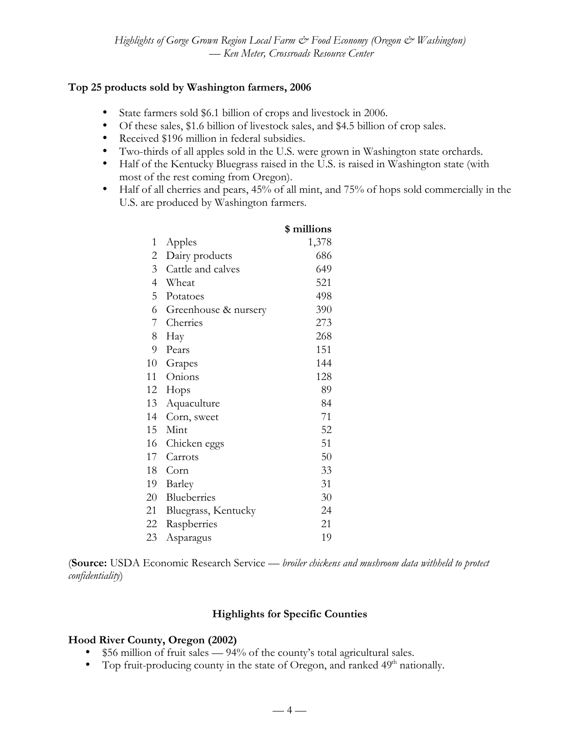### Top 25 products sold by Washington farmers, 2006

- State farmers sold $6.1 billion of crops and livestock in 2006.
- Of these sales, $1.6 billion of livestock sales, and $4.5 billion of crop sales.
- Received $196 million in federal subsidies.
- Two-thirds of all apples sold in the U.S. were grown in Washington state orchards.
- Half of the Kentucky Bluegrass raised in the U.S. is raised in Washington state (with most of the rest coming from Oregon).
- Half of all cherries and pears, 45% of all mint, and 75% of hops sold commercially in the U.S. are produced by Washington farmers.

| | | $ millions |
|---|---|---|
| 1 | Apples | 1,378 |
| 2 | Dairy products | 686 |
| 3 | Cattle and calves | 649 |
| 4 | Wheat | 521 |
| 5 | Potatoes | 498 |
| 6 | Greenhouse & nursery | 390 |
| 7 | Cherries | 273 |
| 8 | Hay | 268 |
| 9 | Pears | 151 |
| 10 | Grapes | 144 |
| 11 | Onions | 128 |
| 12 | Hops | 89 |
| 13 | Aquaculture | 84 |
| 14 | Corn, sweet | 71 |
| 15 | Mint | 52 |
| 16 | Chicken eggs | 51 |
| 17 | Carrots | 50 |
| 18 | Corn | 33 |
| 19 | Barley | 31 |
| 20 | Blueberries | 30 |
| 21 | Bluegrass, Kentucky | 24 |
| 22 | Raspberries | 21 |
| 23 | Asparagus | 19 |

(**Source:** USDA Economic Research Service — *broiler chickens and mushroom data withheld to protect confidentiality*)

## Highlights for Specific Counties

### Hood River County, Oregon (2002)

- $56 million of fruit sales — 94% of the county's total agricultural sales.
- Top fruit-producing county in the state of Oregon, and ranked 49th nationally.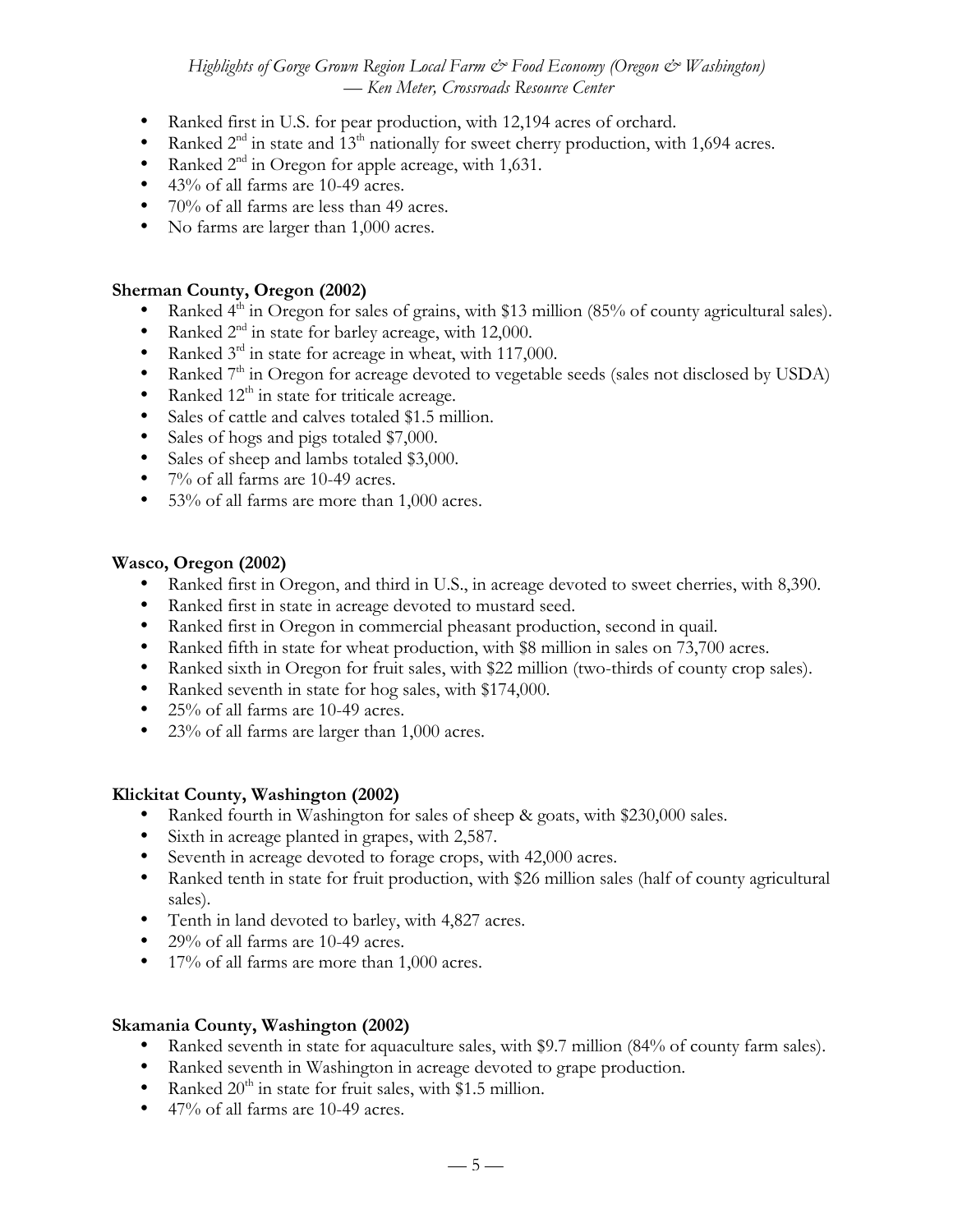- Ranked first in U.S. for pear production, with 12,194 acres of orchard.
- Ranked 2nd in state and 13th nationally for sweet cherry production, with 1,694 acres.
- Ranked 2nd in Oregon for apple acreage, with 1,631.
- 43% of all farms are 10-49 acres.
- 70% of all farms are less than 49 acres.
- No farms are larger than 1,000 acres.

**Sherman County, Oregon (2002)**

- Ranked 4th in Oregon for sales of grains, with $13 million (85% of county agricultural sales).
- Ranked 2nd in state for barley acreage, with 12,000.
- Ranked 3rd in state for acreage in wheat, with 117,000.
- Ranked 7th in Oregon for acreage devoted to vegetable seeds (sales not disclosed by USDA)
- Ranked 12th in state for triticale acreage.
- Sales of cattle and calves totaled $1.5 million.
- Sales of hogs and pigs totaled $7,000.
- Sales of sheep and lambs totaled $3,000.
- 7% of all farms are 10-49 acres.
- 53% of all farms are more than 1,000 acres.

**Wasco, Oregon (2002)**

- Ranked first in Oregon, and third in U.S., in acreage devoted to sweet cherries, with 8,390.
- Ranked first in state in acreage devoted to mustard seed.
- Ranked first in Oregon in commercial pheasant production, second in quail.
- Ranked fifth in state for wheat production, with $8 million in sales on 73,700 acres.
- Ranked sixth in Oregon for fruit sales, with $22 million (two-thirds of county crop sales).
- Ranked seventh in state for hog sales, with $174,000.
- 25% of all farms are 10-49 acres.
- 23% of all farms are larger than 1,000 acres.

**Klickitat County, Washington (2002)**

- Ranked fourth in Washington for sales of sheep & goats, with $230,000 sales.
- Sixth in acreage planted in grapes, with 2,587.
- Seventh in acreage devoted to forage crops, with 42,000 acres.
- Ranked tenth in state for fruit production, with $26 million sales (half of county agricultural sales).
- Tenth in land devoted to barley, with 4,827 acres.
- 29% of all farms are 10-49 acres.
- 17% of all farms are more than 1,000 acres.

**Skamania County, Washington (2002)**

- Ranked seventh in state for aquaculture sales, with $9.7 million (84% of county farm sales).
- Ranked seventh in Washington in acreage devoted to grape production.
- Ranked 20th in state for fruit sales, with $1.5 million.
- 47% of all farms are 10-49 acres.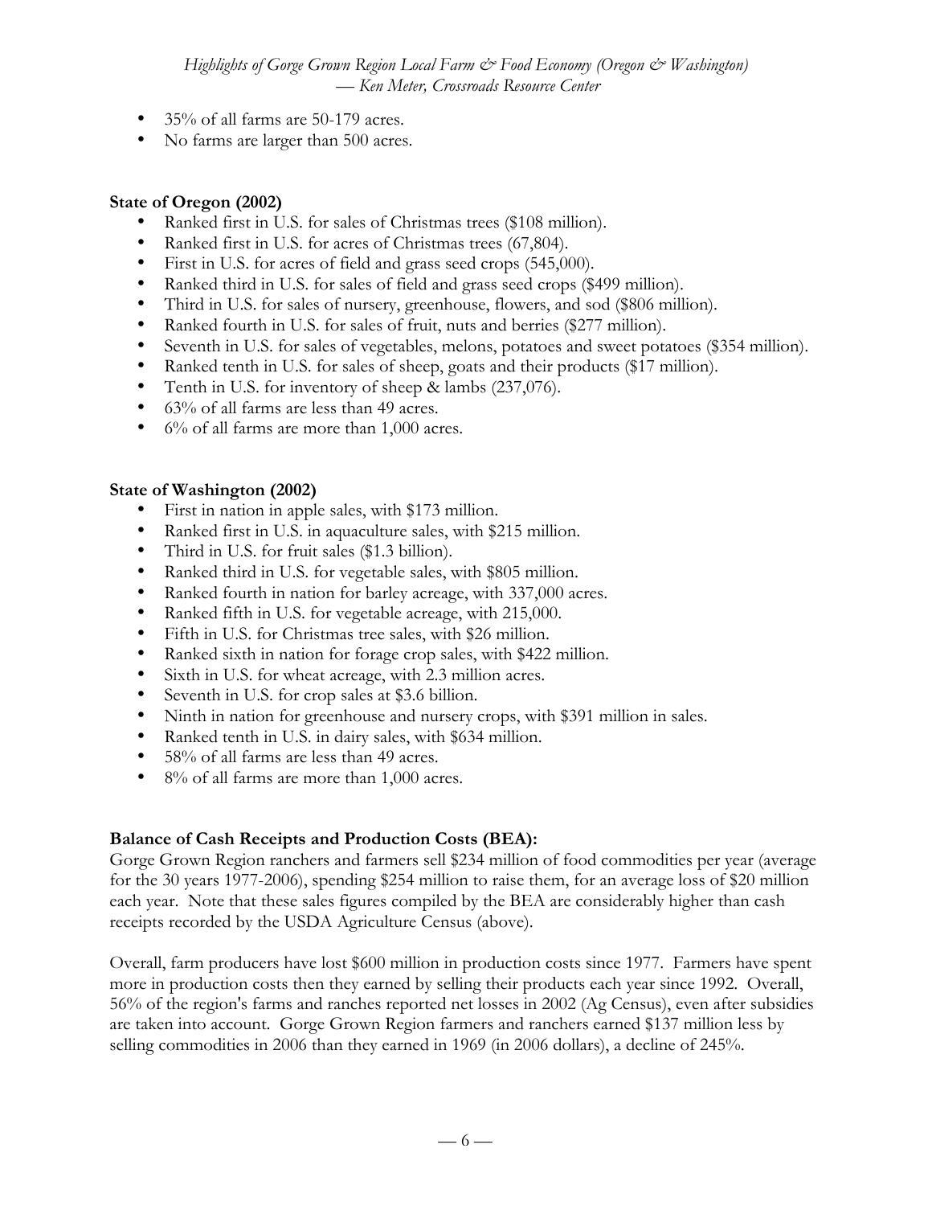- 35% of all farms are 50-179 acres.
- No farms are larger than 500 acres.

**State of Oregon (2002)**

- Ranked first in U.S. for sales of Christmas trees ($108 million).
- Ranked first in U.S. for acres of Christmas trees (67,804).
- First in U.S. for acres of field and grass seed crops (545,000).
- Ranked third in U.S. for sales of field and grass seed crops ($499 million).
- Third in U.S. for sales of nursery, greenhouse, flowers, and sod ($806 million).
- Ranked fourth in U.S. for sales of fruit, nuts and berries ($277 million).
- Seventh in U.S. for sales of vegetables, melons, potatoes and sweet potatoes ($354 million).
- Ranked tenth in U.S. for sales of sheep, goats and their products ($17 million).
- Tenth in U.S. for inventory of sheep & lambs (237,076).
- 63% of all farms are less than 49 acres.
- 6% of all farms are more than 1,000 acres.

**State of Washington (2002)**

- First in nation in apple sales, with $173 million.
- Ranked first in U.S. in aquaculture sales, with $215 million.
- Third in U.S. for fruit sales ($1.3 billion).
- Ranked third in U.S. for vegetable sales, with $805 million.
- Ranked fourth in nation for barley acreage, with 337,000 acres.
- Ranked fifth in U.S. for vegetable acreage, with 215,000.
- Fifth in U.S. for Christmas tree sales, with $26 million.
- Ranked sixth in nation for forage crop sales, with $422 million.
- Sixth in U.S. for wheat acreage, with 2.3 million acres.
- Seventh in U.S. for crop sales at $3.6 billion.
- Ninth in nation for greenhouse and nursery crops, with $391 million in sales.
- Ranked tenth in U.S. in dairy sales, with $634 million.
- 58% of all farms are less than 49 acres.
- 8% of all farms are more than 1,000 acres.

**Balance of Cash Receipts and Production Costs (BEA):**

Gorge Grown Region ranchers and farmers sell $234 million of food commodities per year (average for the 30 years 1977-2006), spending $254 million to raise them, for an average loss of $20 million each year. Note that these sales figures compiled by the BEA are considerably higher than cash receipts recorded by the USDA Agriculture Census (above).

Overall, farm producers have lost $600 million in production costs since 1977. Farmers have spent more in production costs then they earned by selling their products each year since 1992. Overall, 56% of the region's farms and ranches reported net losses in 2002 (Ag Census), even after subsidies are taken into account. Gorge Grown Region farmers and ranchers earned $137 million less by selling commodities in 2006 than they earned in 1969 (in 2006 dollars), a decline of 245%.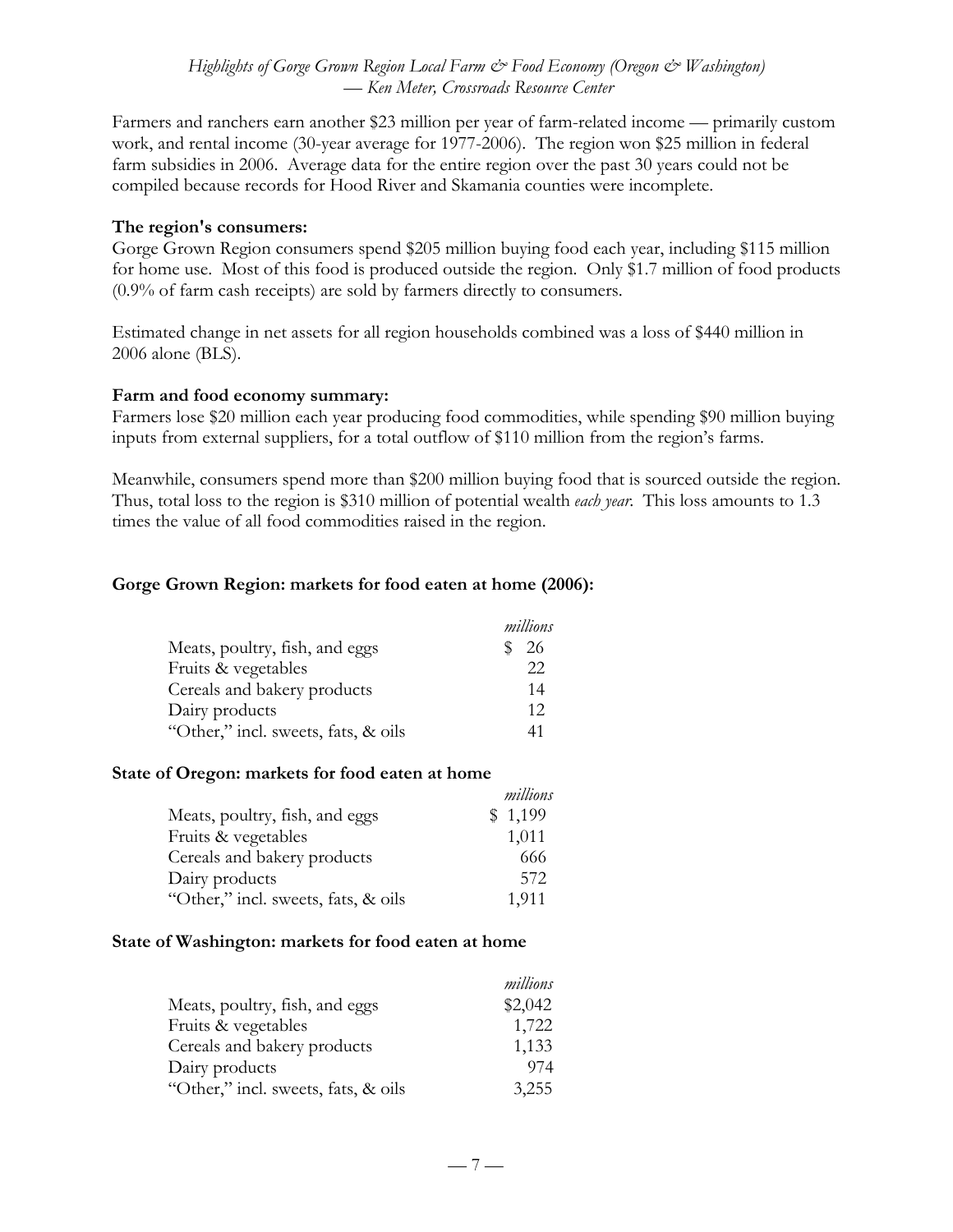Farmers and ranchers earn another $23 million per year of farm-related income — primarily custom work, and rental income (30-year average for 1977-2006). The region won $25 million in federal farm subsidies in 2006. Average data for the entire region over the past 30 years could not be compiled because records for Hood River and Skamania counties were incomplete.

**The region's consumers:**
Gorge Grown Region consumers spend $205 million buying food each year, including $115 million for home use. Most of this food is produced outside the region. Only $1.7 million of food products (0.9% of farm cash receipts) are sold by farmers directly to consumers.

Estimated change in net assets for all region households combined was a loss of $440 million in 2006 alone (BLS).

**Farm and food economy summary:**
Farmers lose $20 million each year producing food commodities, while spending $90 million buying inputs from external suppliers, for a total outflow of $110 million from the region's farms.

Meanwhile, consumers spend more than $200 million buying food that is sourced outside the region. Thus, total loss to the region is $310 million of potential wealth *each year*. This loss amounts to 1.3 times the value of all food commodities raised in the region.

**Gorge Grown Region: markets for food eaten at home (2006):**

| | *millions* |
|---|---|
| Meats, poultry, fish, and eggs | $ 26 |
| Fruits & vegetables | 22 |
| Cereals and bakery products | 14 |
| Dairy products | 12 |
| "Other," incl. sweets, fats, & oils | 41 |

**State of Oregon: markets for food eaten at home**

| | *millions* |
|---|---|
| Meats, poultry, fish, and eggs | $ 1,199 |
| Fruits & vegetables | 1,011 |
| Cereals and bakery products | 666 |
| Dairy products | 572 |
| "Other," incl. sweets, fats, & oils | 1,911 |

**State of Washington: markets for food eaten at home**

| | *millions* |
|---|---|
| Meats, poultry, fish, and eggs | $2,042 |
| Fruits & vegetables | 1,722 |
| Cereals and bakery products | 1,133 |
| Dairy products | 974 |
| "Other," incl. sweets, fats, & oils | 3,255 |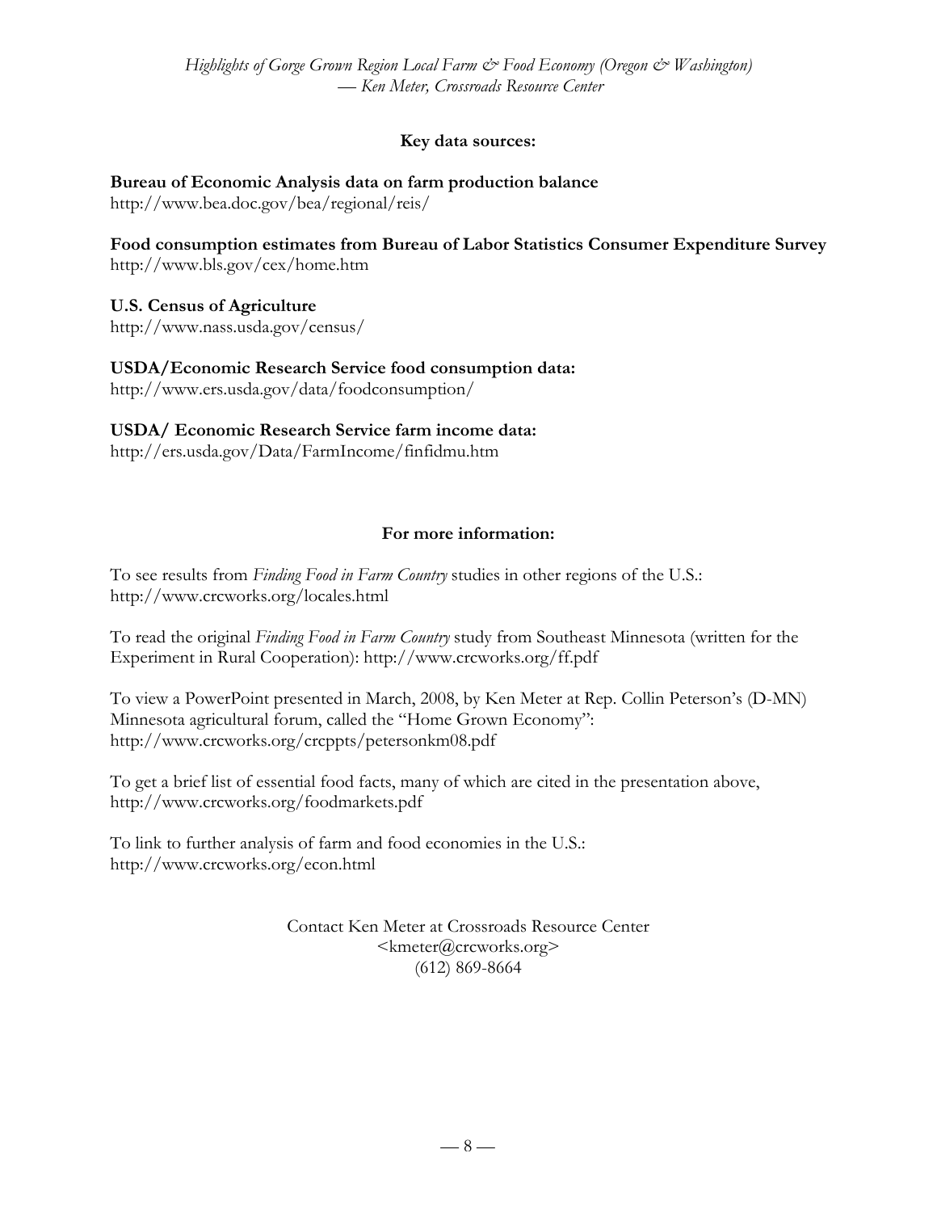**Key data sources:**

**Bureau of Economic Analysis data on farm production balance**
http://www.bea.doc.gov/bea/regional/reis/

**Food consumption estimates from Bureau of Labor Statistics Consumer Expenditure Survey**
http://www.bls.gov/cex/home.htm

**U.S. Census of Agriculture**
http://www.nass.usda.gov/census/

**USDA/Economic Research Service food consumption data:**
http://www.ers.usda.gov/data/foodconsumption/

**USDA/ Economic Research Service farm income data:**
http://ers.usda.gov/Data/FarmIncome/finfidmu.htm

**For more information:**

To see results from *Finding Food in Farm Country* studies in other regions of the U.S.:
http://www.crcworks.org/locales.html

To read the original *Finding Food in Farm Country* study from Southeast Minnesota (written for the Experiment in Rural Cooperation): http://www.crcworks.org/ff.pdf

To view a PowerPoint presented in March, 2008, by Ken Meter at Rep. Collin Peterson's (D-MN) Minnesota agricultural forum, called the "Home Grown Economy":
http://www.crcworks.org/crcppts/petersonkm08.pdf

To get a brief list of essential food facts, many of which are cited in the presentation above,
http://www.crcworks.org/foodmarkets.pdf

To link to further analysis of farm and food economies in the U.S.:
http://www.crcworks.org/econ.html

Contact Ken Meter at Crossroads Resource Center
<kmeter@crcworks.org>
(612) 869-8664